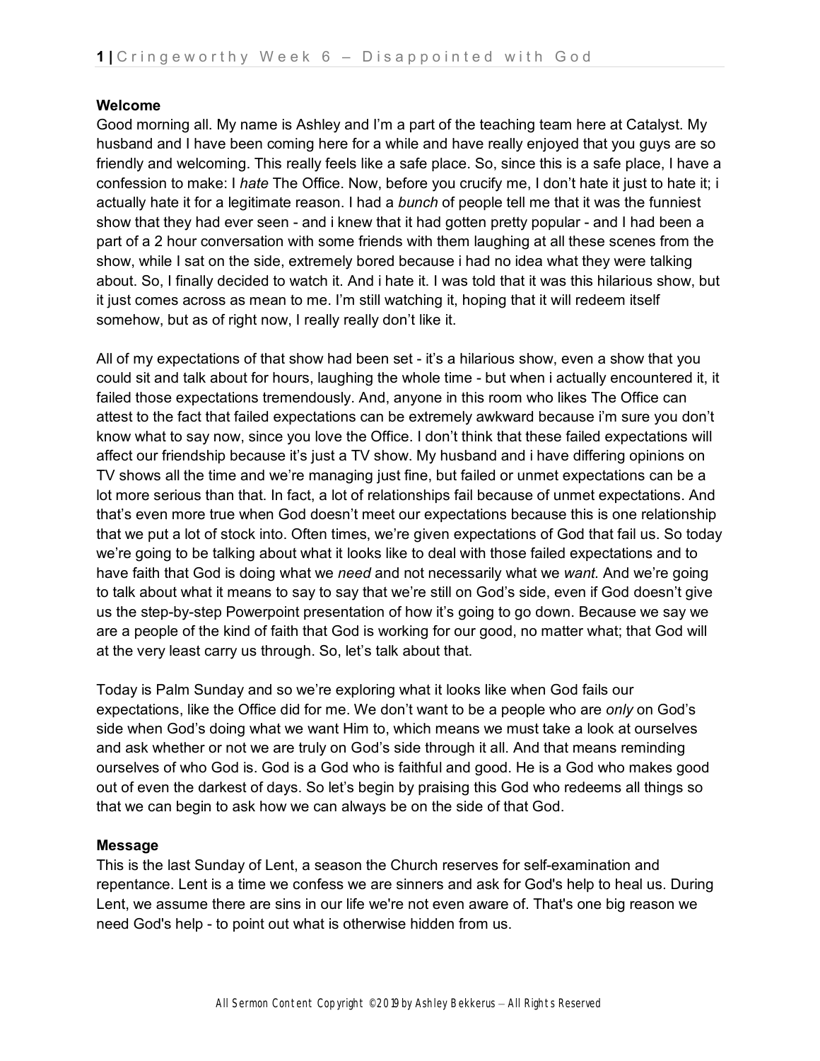**Welcome**

Good morning all. My name is Ashley and I'm a part of the teaching team here at Catalyst. My husband and I have been coming here for a while and have really enjoyed that you guys are so friendly and welcoming. This really feels like a safe place. So, since this is a safe place, I have a confession to make: I *hate* The Office. Now, before you crucify me, I don't hate it just to hate it; i actually hate it for a legitimate reason. I had a *bunch* of people tell me that it was the funniest show that they had ever seen - and i knew that it had gotten pretty popular - and I had been a part of a 2 hour conversation with some friends with them laughing at all these scenes from the show, while I sat on the side, extremely bored because i had no idea what they were talking about. So, I finally decided to watch it. And i hate it. I was told that it was this hilarious show, but it just comes across as mean to me. I'm still watching it, hoping that it will redeem itself somehow, but as of right now, I really really don't like it.

All of my expectations of that show had been set - it's a hilarious show, even a show that you could sit and talk about for hours, laughing the whole time - but when i actually encountered it, it failed those expectations tremendously. And, anyone in this room who likes The Office can attest to the fact that failed expectations can be extremely awkward because i'm sure you don't know what to say now, since you love the Office. I don't think that these failed expectations will affect our friendship because it's just a TV show. My husband and i have differing opinions on TV shows all the time and we're managing just fine, but failed or unmet expectations can be a lot more serious than that. In fact, a lot of relationships fail because of unmet expectations. And that's even more true when God doesn't meet our expectations because this is one relationship that we put a lot of stock into. Often times, we're given expectations of God that fail us. So today we're going to be talking about what it looks like to deal with those failed expectations and to have faith that God is doing what we *need* and not necessarily what we *want.* And we're going to talk about what it means to say to say that we're still on God's side, even if God doesn't give us the step-by-step Powerpoint presentation of how it's going to go down. Because we say we are a people of the kind of faith that God is working for our good, no matter what; that God will at the very least carry us through. So, let's talk about that.

Today is Palm Sunday and so we're exploring what it looks like when God fails our expectations, like the Office did for me. We don't want to be a people who are *only* on God's side when God's doing what we want Him to, which means we must take a look at ourselves and ask whether or not we are truly on God's side through it all. And that means reminding ourselves of who God is. God is a God who is faithful and good. He is a God who makes good out of even the darkest of days. So let's begin by praising this God who redeems all things so that we can begin to ask how we can always be on the side of that God.

**Message**

This is the last Sunday of Lent, a season the Church reserves for self-examination and repentance. Lent is a time we confess we are sinners and ask for God's help to heal us. During Lent, we assume there are sins in our life we're not even aware of. That's one big reason we need God's help - to point out what is otherwise hidden from us.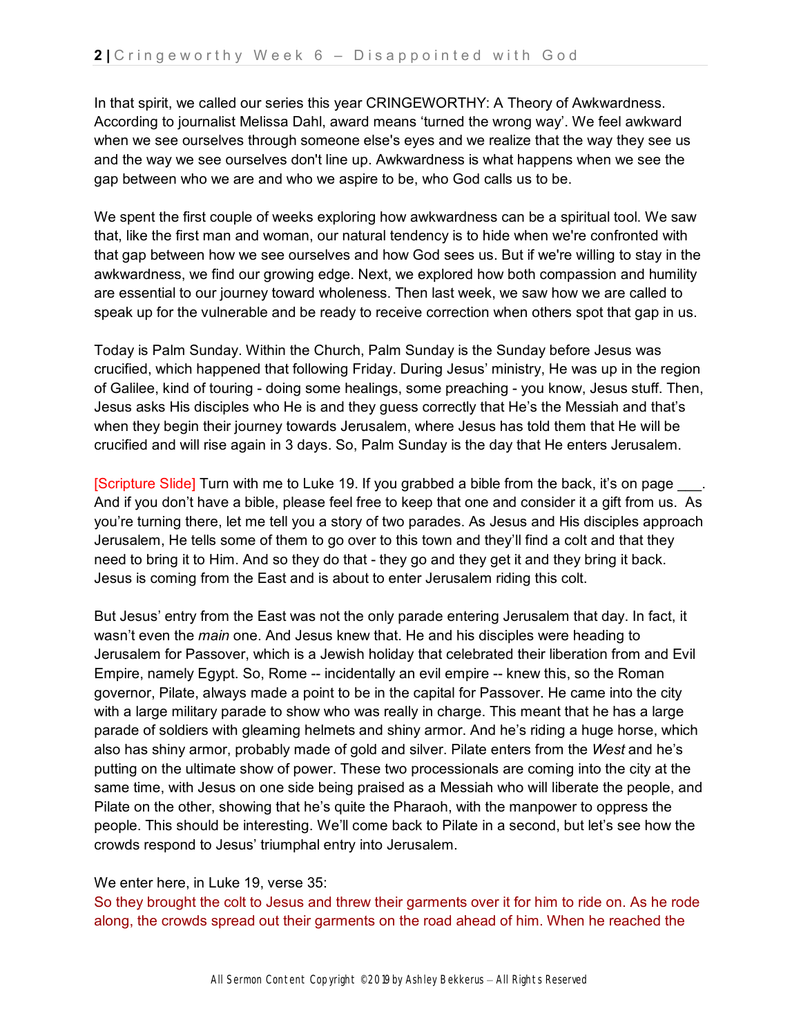In that spirit, we called our series this year CRINGEWORTHY: A Theory of Awkwardness. According to journalist Melissa Dahl, award means 'turned the wrong way'. We feel awkward when we see ourselves through someone else's eyes and we realize that the way they see us and the way we see ourselves don't line up. Awkwardness is what happens when we see the gap between who we are and who we aspire to be, who God calls us to be.

We spent the first couple of weeks exploring how awkwardness can be a spiritual tool. We saw that, like the first man and woman, our natural tendency is to hide when we're confronted with that gap between how we see ourselves and how God sees us. But if we're willing to stay in the awkwardness, we find our growing edge. Next, we explored how both compassion and humility are essential to our journey toward wholeness. Then last week, we saw how we are called to speak up for the vulnerable and be ready to receive correction when others spot that gap in us.

Today is Palm Sunday. Within the Church, Palm Sunday is the Sunday before Jesus was crucified, which happened that following Friday. During Jesus' ministry, He was up in the region of Galilee, kind of touring - doing some healings, some preaching - you know, Jesus stuff. Then, Jesus asks His disciples who He is and they guess correctly that He's the Messiah and that's when they begin their journey towards Jerusalem, where Jesus has told them that He will be crucified and will rise again in 3 days. So, Palm Sunday is the day that He enters Jerusalem.

[Scripture Slide] Turn with me to Luke 19. If you grabbed a bible from the back, it's on page ___. And if you don't have a bible, please feel free to keep that one and consider it a gift from us. As you're turning there, let me tell you a story of two parades. As Jesus and His disciples approach Jerusalem, He tells some of them to go over to this town and they'll find a colt and that they need to bring it to Him. And so they do that - they go and they get it and they bring it back. Jesus is coming from the East and is about to enter Jerusalem riding this colt.

But Jesus' entry from the East was not the only parade entering Jerusalem that day. In fact, it wasn't even the *main* one. And Jesus knew that. He and his disciples were heading to Jerusalem for Passover, which is a Jewish holiday that celebrated their liberation from and Evil Empire, namely Egypt. So, Rome -- incidentally an evil empire -- knew this, so the Roman governor, Pilate, always made a point to be in the capital for Passover. He came into the city with a large military parade to show who was really in charge. This meant that he has a large parade of soldiers with gleaming helmets and shiny armor. And he's riding a huge horse, which also has shiny armor, probably made of gold and silver. Pilate enters from the *West* and he's putting on the ultimate show of power. These two processionals are coming into the city at the same time, with Jesus on one side being praised as a Messiah who will liberate the people, and Pilate on the other, showing that he's quite the Pharaoh, with the manpower to oppress the people. This should be interesting. We'll come back to Pilate in a second, but let's see how the crowds respond to Jesus' triumphal entry into Jerusalem.

We enter here, in Luke 19, verse 35:
So they brought the colt to Jesus and threw their garments over it for him to ride on. As he rode along, the crowds spread out their garments on the road ahead of him. When he reached the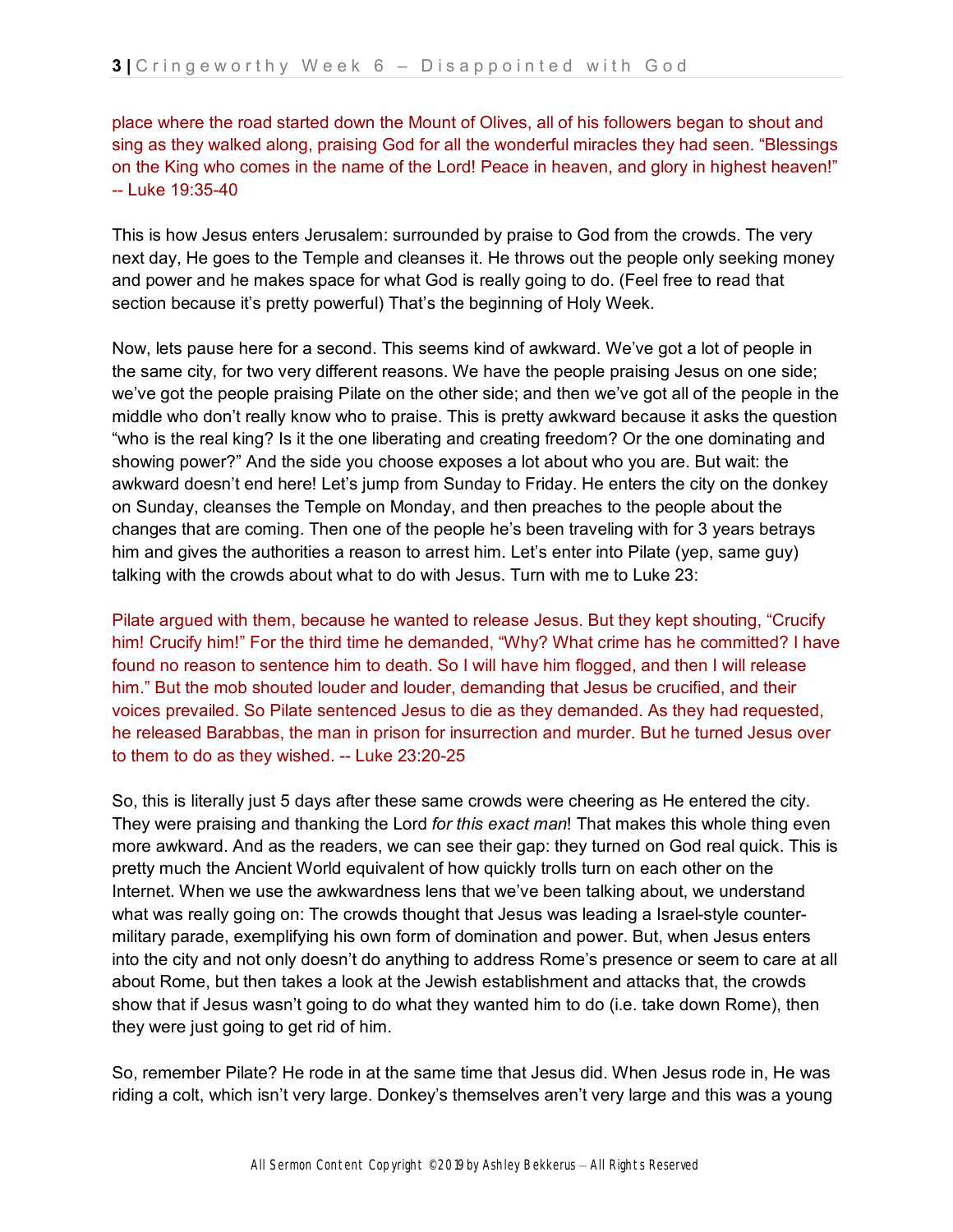place where the road started down the Mount of Olives, all of his followers began to shout and sing as they walked along, praising God for all the wonderful miracles they had seen. “Blessings on the King who comes in the name of the Lord! Peace in heaven, and glory in highest heaven!” -- Luke 19:35-40

This is how Jesus enters Jerusalem: surrounded by praise to God from the crowds. The very next day, He goes to the Temple and cleanses it. He throws out the people only seeking money and power and he makes space for what God is really going to do. (Feel free to read that section because it’s pretty powerful) That’s the beginning of Holy Week.

Now, lets pause here for a second. This seems kind of awkward. We’ve got a lot of people in the same city, for two very different reasons. We have the people praising Jesus on one side; we’ve got the people praising Pilate on the other side; and then we’ve got all of the people in the middle who don’t really know who to praise. This is pretty awkward because it asks the question “who is the real king? Is it the one liberating and creating freedom? Or the one dominating and showing power?” And the side you choose exposes a lot about who you are. But wait: the awkward doesn’t end here! Let’s jump from Sunday to Friday. He enters the city on the donkey on Sunday, cleanses the Temple on Monday, and then preaches to the people about the changes that are coming. Then one of the people he’s been traveling with for 3 years betrays him and gives the authorities a reason to arrest him. Let’s enter into Pilate (yep, same guy) talking with the crowds about what to do with Jesus. Turn with me to Luke 23:

Pilate argued with them, because he wanted to release Jesus. But they kept shouting, “Crucify him! Crucify him!” For the third time he demanded, “Why? What crime has he committed? I have found no reason to sentence him to death. So I will have him flogged, and then I will release him.” But the mob shouted louder and louder, demanding that Jesus be crucified, and their voices prevailed. So Pilate sentenced Jesus to die as they demanded. As they had requested, he released Barabbas, the man in prison for insurrection and murder. But he turned Jesus over to them to do as they wished. -- Luke 23:20-25

So, this is literally just 5 days after these same crowds were cheering as He entered the city. They were praising and thanking the Lord *for this exact man*! That makes this whole thing even more awkward. And as the readers, we can see their gap: they turned on God real quick. This is pretty much the Ancient World equivalent of how quickly trolls turn on each other on the Internet. When we use the awkwardness lens that we’ve been talking about, we understand what was really going on: The crowds thought that Jesus was leading a Israel-style counter-military parade, exemplifying his own form of domination and power. But, when Jesus enters into the city and not only doesn’t do anything to address Rome’s presence or seem to care at all about Rome, but then takes a look at the Jewish establishment and attacks that, the crowds show that if Jesus wasn’t going to do what they wanted him to do (i.e. take down Rome), then they were just going to get rid of him.

So, remember Pilate? He rode in at the same time that Jesus did. When Jesus rode in, He was riding a colt, which isn’t very large. Donkey’s themselves aren’t very large and this was a young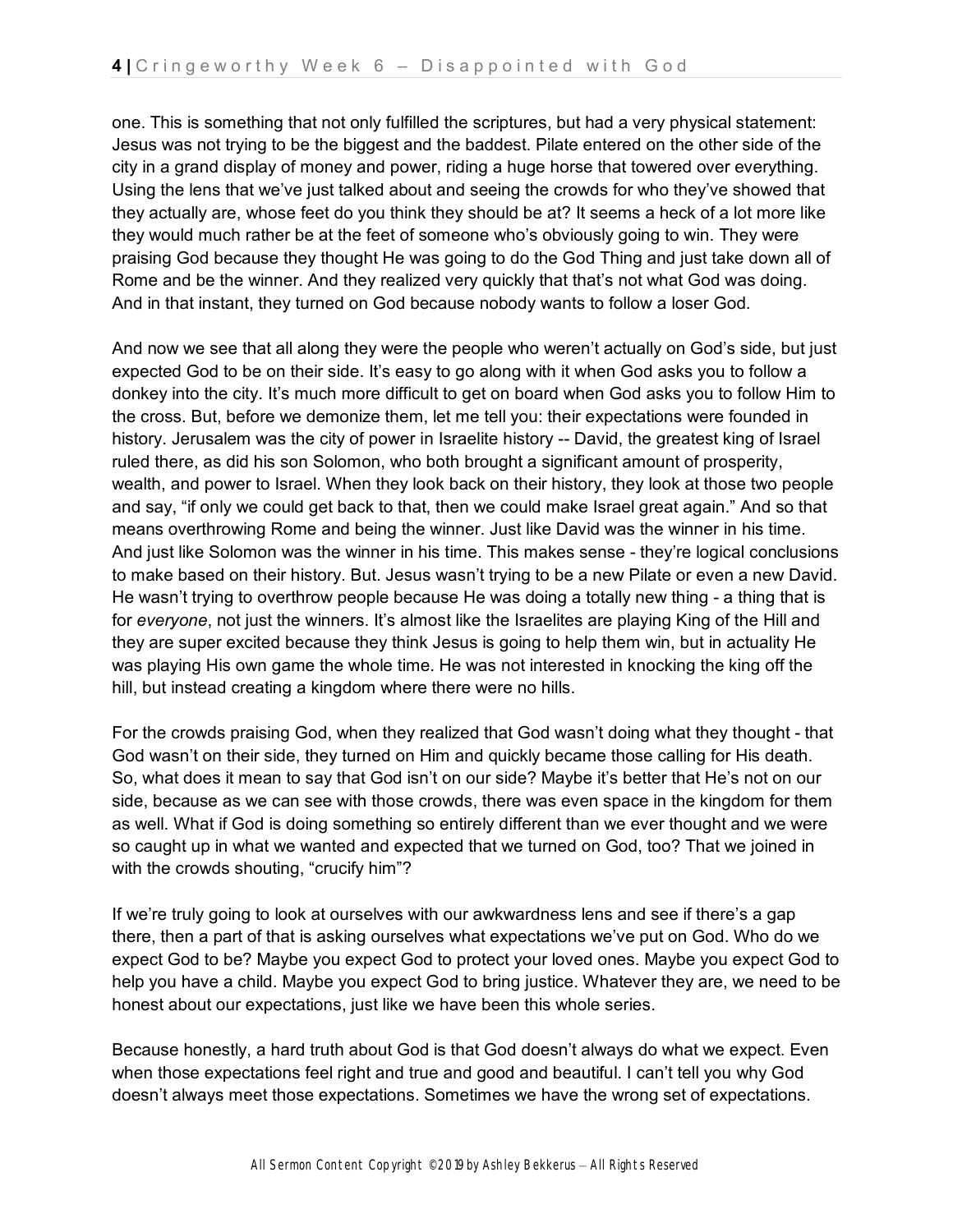one. This is something that not only fulfilled the scriptures, but had a very physical statement: Jesus was not trying to be the biggest and the baddest. Pilate entered on the other side of the city in a grand display of money and power, riding a huge horse that towered over everything. Using the lens that we've just talked about and seeing the crowds for who they've showed that they actually are, whose feet do you think they should be at? It seems a heck of a lot more like they would much rather be at the feet of someone who's obviously going to win. They were praising God because they thought He was going to do the God Thing and just take down all of Rome and be the winner. And they realized very quickly that that's not what God was doing. And in that instant, they turned on God because nobody wants to follow a loser God.

And now we see that all along they were the people who weren't actually on God's side, but just expected God to be on their side. It's easy to go along with it when God asks you to follow a donkey into the city. It's much more difficult to get on board when God asks you to follow Him to the cross. But, before we demonize them, let me tell you: their expectations were founded in history. Jerusalem was the city of power in Israelite history -- David, the greatest king of Israel ruled there, as did his son Solomon, who both brought a significant amount of prosperity, wealth, and power to Israel. When they look back on their history, they look at those two people and say, "if only we could get back to that, then we could make Israel great again." And so that means overthrowing Rome and being the winner. Just like David was the winner in his time. And just like Solomon was the winner in his time. This makes sense - they're logical conclusions to make based on their history. But. Jesus wasn't trying to be a new Pilate or even a new David. He wasn't trying to overthrow people because He was doing a totally new thing - a thing that is for *everyone*, not just the winners. It's almost like the Israelites are playing King of the Hill and they are super excited because they think Jesus is going to help them win, but in actuality He was playing His own game the whole time. He was not interested in knocking the king off the hill, but instead creating a kingdom where there were no hills.

For the crowds praising God, when they realized that God wasn't doing what they thought - that God wasn't on their side, they turned on Him and quickly became those calling for His death. So, what does it mean to say that God isn't on our side? Maybe it's better that He's not on our side, because as we can see with those crowds, there was even space in the kingdom for them as well. What if God is doing something so entirely different than we ever thought and we were so caught up in what we wanted and expected that we turned on God, too? That we joined in with the crowds shouting, "crucify him"?

If we're truly going to look at ourselves with our awkwardness lens and see if there's a gap there, then a part of that is asking ourselves what expectations we've put on God. Who do we expect God to be? Maybe you expect God to protect your loved ones. Maybe you expect God to help you have a child. Maybe you expect God to bring justice. Whatever they are, we need to be honest about our expectations, just like we have been this whole series.

Because honestly, a hard truth about God is that God doesn't always do what we expect. Even when those expectations feel right and true and good and beautiful. I can't tell you why God doesn't always meet those expectations. Sometimes we have the wrong set of expectations.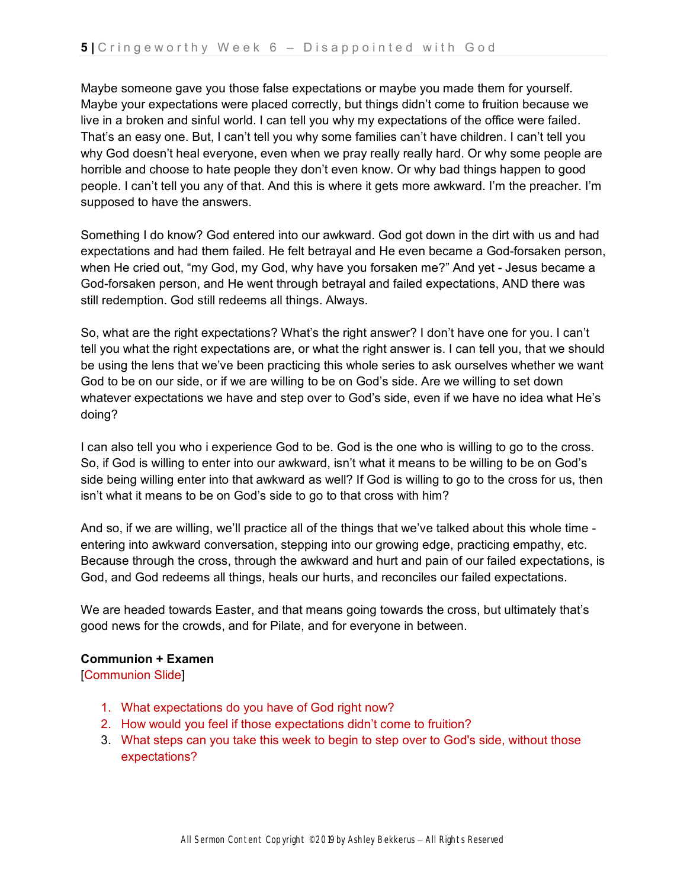Maybe someone gave you those false expectations or maybe you made them for yourself. Maybe your expectations were placed correctly, but things didn't come to fruition because we live in a broken and sinful world. I can tell you why my expectations of the office were failed. That's an easy one. But, I can't tell you why some families can't have children. I can't tell you why God doesn't heal everyone, even when we pray really really hard. Or why some people are horrible and choose to hate people they don't even know. Or why bad things happen to good people. I can't tell you any of that. And this is where it gets more awkward. I'm the preacher. I'm supposed to have the answers.

Something I do know? God entered into our awkward. God got down in the dirt with us and had expectations and had them failed. He felt betrayal and He even became a God-forsaken person, when He cried out, "my God, my God, why have you forsaken me?" And yet - Jesus became a God-forsaken person, and He went through betrayal and failed expectations, AND there was still redemption. God still redeems all things. Always.

So, what are the right expectations? What's the right answer? I don't have one for you. I can't tell you what the right expectations are, or what the right answer is. I can tell you, that we should be using the lens that we've been practicing this whole series to ask ourselves whether we want God to be on our side, or if we are willing to be on God's side. Are we willing to set down whatever expectations we have and step over to God's side, even if we have no idea what He's doing?

I can also tell you who i experience God to be. God is the one who is willing to go to the cross. So, if God is willing to enter into our awkward, isn't what it means to be willing to be on God's side being willing enter into that awkward as well? If God is willing to go to the cross for us, then isn't what it means to be on God's side to go to that cross with him?

And so, if we are willing, we'll practice all of the things that we've talked about this whole time - entering into awkward conversation, stepping into our growing edge, practicing empathy, etc. Because through the cross, through the awkward and hurt and pain of our failed expectations, is God, and God redeems all things, heals our hurts, and reconciles our failed expectations.

We are headed towards Easter, and that means going towards the cross, but ultimately that's good news for the crowds, and for Pilate, and for everyone in between.

**Communion + Examen**

[Communion Slide]

1. What expectations do you have of God right now?
2. How would you feel if those expectations didn't come to fruition?
3. What steps can you take this week to begin to step over to God's side, without those expectations?

All Sermon Content Copyright ©2019 by Ashley Bekkerus – All Rights Reserved